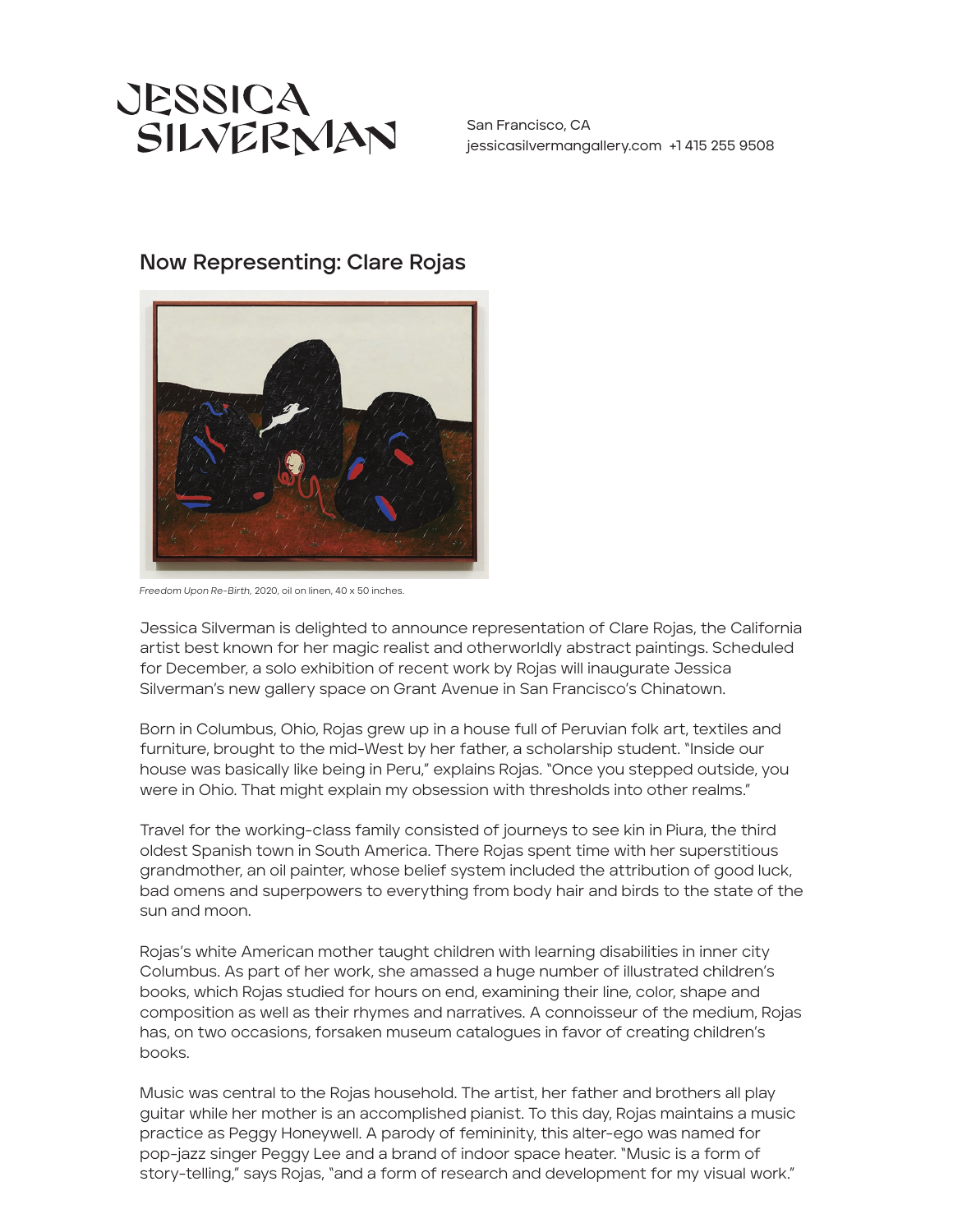# JESSICA SILVERMAN

San Francisco, CA
jessicasilvermangallery.com +1 415 255 9508

## Now Representing: Clare Rojas

*Freedom Upon Re-Birth*, 2020, oil on linen, 40 x 50 inches.

Jessica Silverman is delighted to announce representation of Clare Rojas, the California artist best known for her magic realist and otherworldly abstract paintings. Scheduled for December, a solo exhibition of recent work by Rojas will inaugurate Jessica Silverman's new gallery space on Grant Avenue in San Francisco's Chinatown.

Born in Columbus, Ohio, Rojas grew up in a house full of Peruvian folk art, textiles and furniture, brought to the mid-West by her father, a scholarship student. "Inside our house was basically like being in Peru," explains Rojas. "Once you stepped outside, you were in Ohio. That might explain my obsession with thresholds into other realms."

Travel for the working-class family consisted of journeys to see kin in Piura, the third oldest Spanish town in South America. There Rojas spent time with her superstitious grandmother, an oil painter, whose belief system included the attribution of good luck, bad omens and superpowers to everything from body hair and birds to the state of the sun and moon.

Rojas's white American mother taught children with learning disabilities in inner city Columbus. As part of her work, she amassed a huge number of illustrated children's books, which Rojas studied for hours on end, examining their line, color, shape and composition as well as their rhymes and narratives. A connoisseur of the medium, Rojas has, on two occasions, forsaken museum catalogues in favor of creating children's books.

Music was central to the Rojas household. The artist, her father and brothers all play guitar while her mother is an accomplished pianist. To this day, Rojas maintains a music practice as Peggy Honeywell. A parody of femininity, this alter-ego was named for pop-jazz singer Peggy Lee and a brand of indoor space heater. "Music is a form of story-telling," says Rojas, "and a form of research and development for my visual work."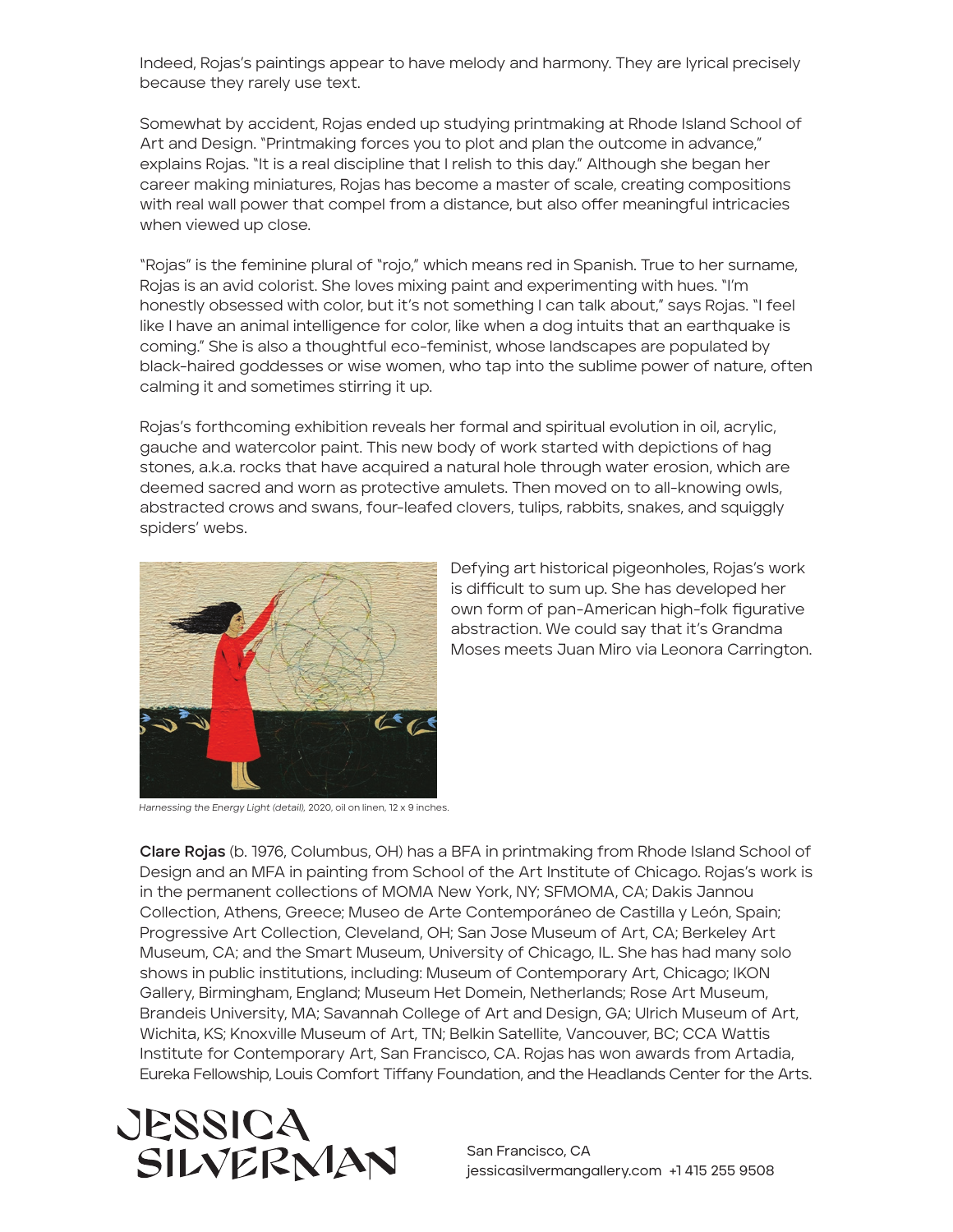Indeed, Rojas's paintings appear to have melody and harmony. They are lyrical precisely because they rarely use text.

Somewhat by accident, Rojas ended up studying printmaking at Rhode Island School of Art and Design. "Printmaking forces you to plot and plan the outcome in advance," explains Rojas. "It is a real discipline that I relish to this day." Although she began her career making miniatures, Rojas has become a master of scale, creating compositions with real wall power that compel from a distance, but also offer meaningful intricacies when viewed up close.

"Rojas" is the feminine plural of "rojo," which means red in Spanish. True to her surname, Rojas is an avid colorist. She loves mixing paint and experimenting with hues. "I'm honestly obsessed with color, but it's not something I can talk about," says Rojas. "I feel like I have an animal intelligence for color, like when a dog intuits that an earthquake is coming." She is also a thoughtful eco-feminist, whose landscapes are populated by black-haired goddesses or wise women, who tap into the sublime power of nature, often calming it and sometimes stirring it up.

Rojas's forthcoming exhibition reveals her formal and spiritual evolution in oil, acrylic, gauche and watercolor paint. This new body of work started with depictions of hag stones, a.k.a. rocks that have acquired a natural hole through water erosion, which are deemed sacred and worn as protective amulets. Then moved on to all-knowing owls, abstracted crows and swans, four-leafed clovers, tulips, rabbits, snakes, and squiggly spiders' webs.

Defying art historical pigeonholes, Rojas's work is difficult to sum up. She has developed her own form of pan-American high-folk figurative abstraction. We could say that it's Grandma Moses meets Juan Miro via Leonora Carrington.

*Harnessing the Energy Light (detail),* 2020, oil on linen, 12 x 9 inches.

**Clare Rojas** (b. 1976, Columbus, OH) has a BFA in printmaking from Rhode Island School of Design and an MFA in painting from School of the Art Institute of Chicago. Rojas's work is in the permanent collections of MOMA New York, NY; SFMOMA, CA; Dakis Jannou Collection, Athens, Greece; Museo de Arte Contemporáneo de Castilla y León, Spain; Progressive Art Collection, Cleveland, OH; San Jose Museum of Art, CA; Berkeley Art Museum, CA; and the Smart Museum, University of Chicago, IL. She has had many solo shows in public institutions, including: Museum of Contemporary Art, Chicago; IKON Gallery, Birmingham, England; Museum Het Domein, Netherlands; Rose Art Museum, Brandeis University, MA; Savannah College of Art and Design, GA; Ulrich Museum of Art, Wichita, KS; Knoxville Museum of Art, TN; Belkin Satellite, Vancouver, BC; CCA Wattis Institute for Contemporary Art, San Francisco, CA. Rojas has won awards from Artadia, Eureka Fellowship, Louis Comfort Tiffany Foundation, and the Headlands Center for the Arts.

JESSICA SILVERMAN

San Francisco, CA
jessicasilvermangallery.com +1 415 255 9508